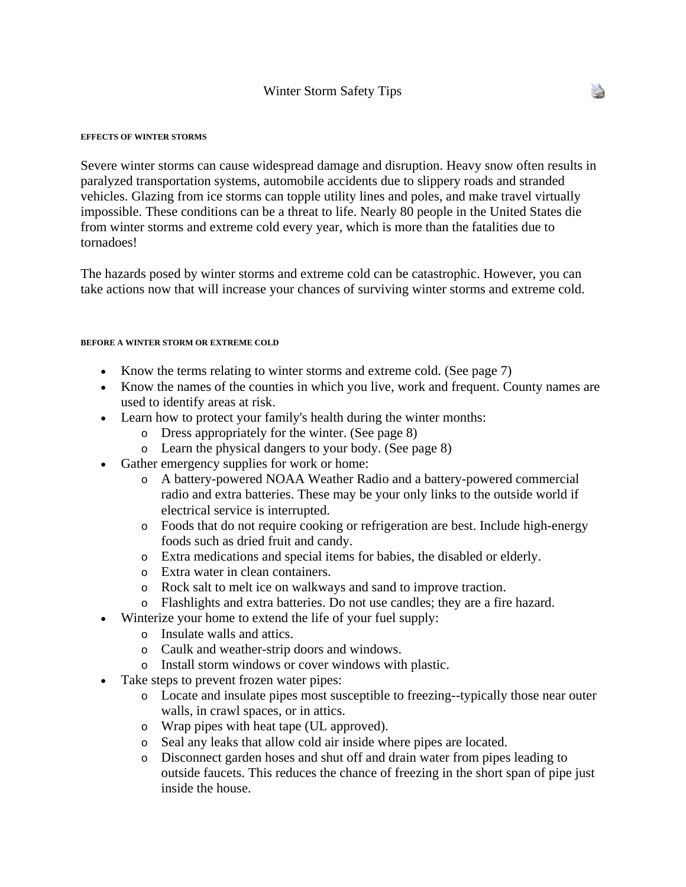# Winter Storm Safety Tips

### EFFECTS OF WINTER STORMS

Severe winter storms can cause widespread damage and disruption. Heavy snow often results in paralyzed transportation systems, automobile accidents due to slippery roads and stranded vehicles. Glazing from ice storms can topple utility lines and poles, and make travel virtually impossible. These conditions can be a threat to life. Nearly 80 people in the United States die from winter storms and extreme cold every year, which is more than the fatalities due to tornadoes!

The hazards posed by winter storms and extreme cold can be catastrophic. However, you can take actions now that will increase your chances of surviving winter storms and extreme cold.

### BEFORE A WINTER STORM OR EXTREME COLD

- Know the terms relating to winter storms and extreme cold. (See page 7)
- Know the names of the counties in which you live, work and frequent. County names are used to identify areas at risk.
- Learn how to protect your family's health during the winter months:
  - Dress appropriately for the winter. (See page 8)
  - Learn the physical dangers to your body. (See page 8)
- Gather emergency supplies for work or home:
  - A battery-powered NOAA Weather Radio and a battery-powered commercial radio and extra batteries. These may be your only links to the outside world if electrical service is interrupted.
  - Foods that do not require cooking or refrigeration are best. Include high-energy foods such as dried fruit and candy.
  - Extra medications and special items for babies, the disabled or elderly.
  - Extra water in clean containers.
  - Rock salt to melt ice on walkways and sand to improve traction.
  - Flashlights and extra batteries. Do not use candles; they are a fire hazard.
- Winterize your home to extend the life of your fuel supply:
  - Insulate walls and attics.
  - Caulk and weather-strip doors and windows.
  - Install storm windows or cover windows with plastic.
- Take steps to prevent frozen water pipes:
  - Locate and insulate pipes most susceptible to freezing--typically those near outer walls, in crawl spaces, or in attics.
  - Wrap pipes with heat tape (UL approved).
  - Seal any leaks that allow cold air inside where pipes are located.
  - Disconnect garden hoses and shut off and drain water from pipes leading to outside faucets. This reduces the chance of freezing in the short span of pipe just inside the house.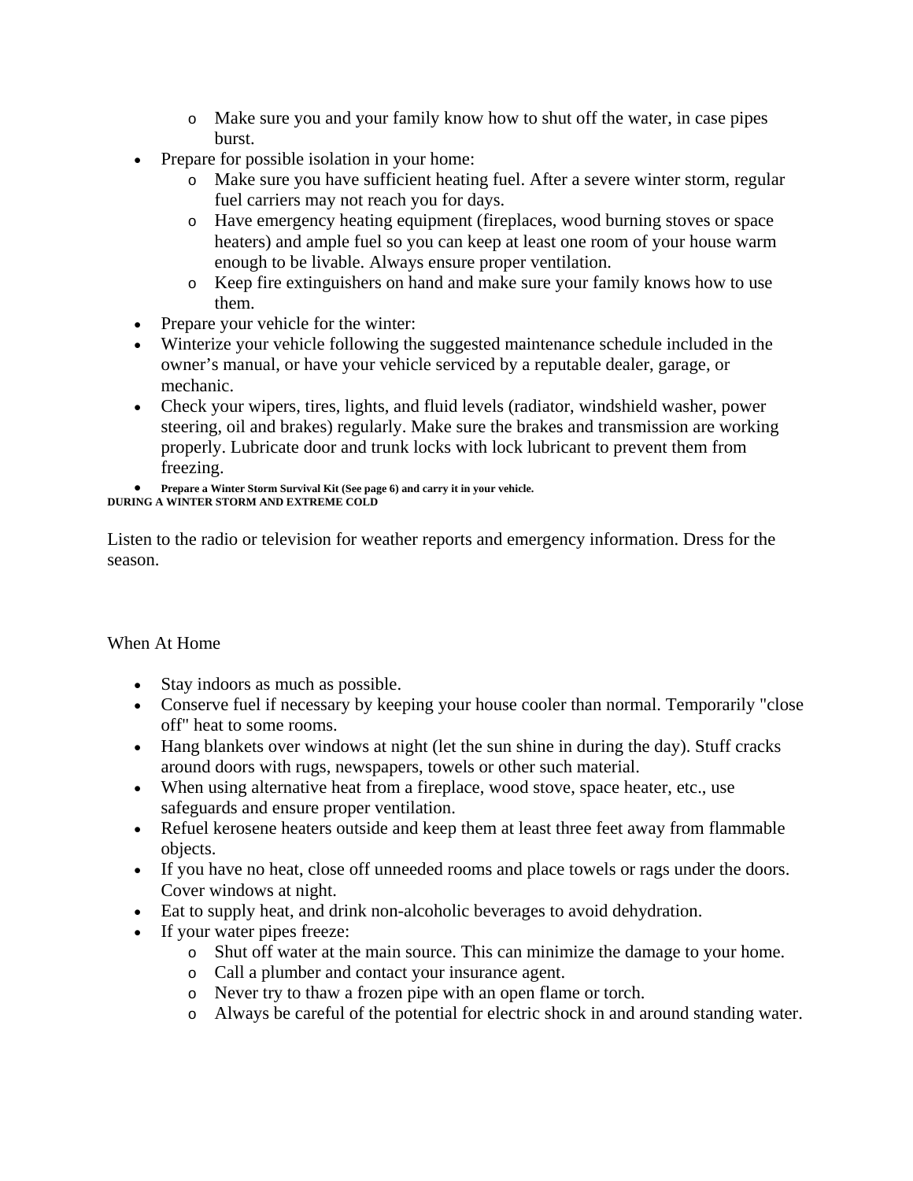- Make sure you and your family know how to shut off the water, in case pipes burst.
- Prepare for possible isolation in your home:
  - Make sure you have sufficient heating fuel. After a severe winter storm, regular fuel carriers may not reach you for days.
  - Have emergency heating equipment (fireplaces, wood burning stoves or space heaters) and ample fuel so you can keep at least one room of your house warm enough to be livable. Always ensure proper ventilation.
  - Keep fire extinguishers on hand and make sure your family knows how to use them.
- Prepare your vehicle for the winter:
- Winterize your vehicle following the suggested maintenance schedule included in the owner's manual, or have your vehicle serviced by a reputable dealer, garage, or mechanic.
- Check your wipers, tires, lights, and fluid levels (radiator, windshield washer, power steering, oil and brakes) regularly. Make sure the brakes and transmission are working properly. Lubricate door and trunk locks with lock lubricant to prevent them from freezing.
- **Prepare a Winter Storm Survival Kit (See page 6) and carry it in your vehicle.**

**DURING A WINTER STORM AND EXTREME COLD**

Listen to the radio or television for weather reports and emergency information. Dress for the season.

When At Home

- Stay indoors as much as possible.
- Conserve fuel if necessary by keeping your house cooler than normal. Temporarily "close off" heat to some rooms.
- Hang blankets over windows at night (let the sun shine in during the day). Stuff cracks around doors with rugs, newspapers, towels or other such material.
- When using alternative heat from a fireplace, wood stove, space heater, etc., use safeguards and ensure proper ventilation.
- Refuel kerosene heaters outside and keep them at least three feet away from flammable objects.
- If you have no heat, close off unneeded rooms and place towels or rags under the doors. Cover windows at night.
- Eat to supply heat, and drink non-alcoholic beverages to avoid dehydration.
- If your water pipes freeze:
  - Shut off water at the main source. This can minimize the damage to your home.
  - Call a plumber and contact your insurance agent.
  - Never try to thaw a frozen pipe with an open flame or torch.
  - Always be careful of the potential for electric shock in and around standing water.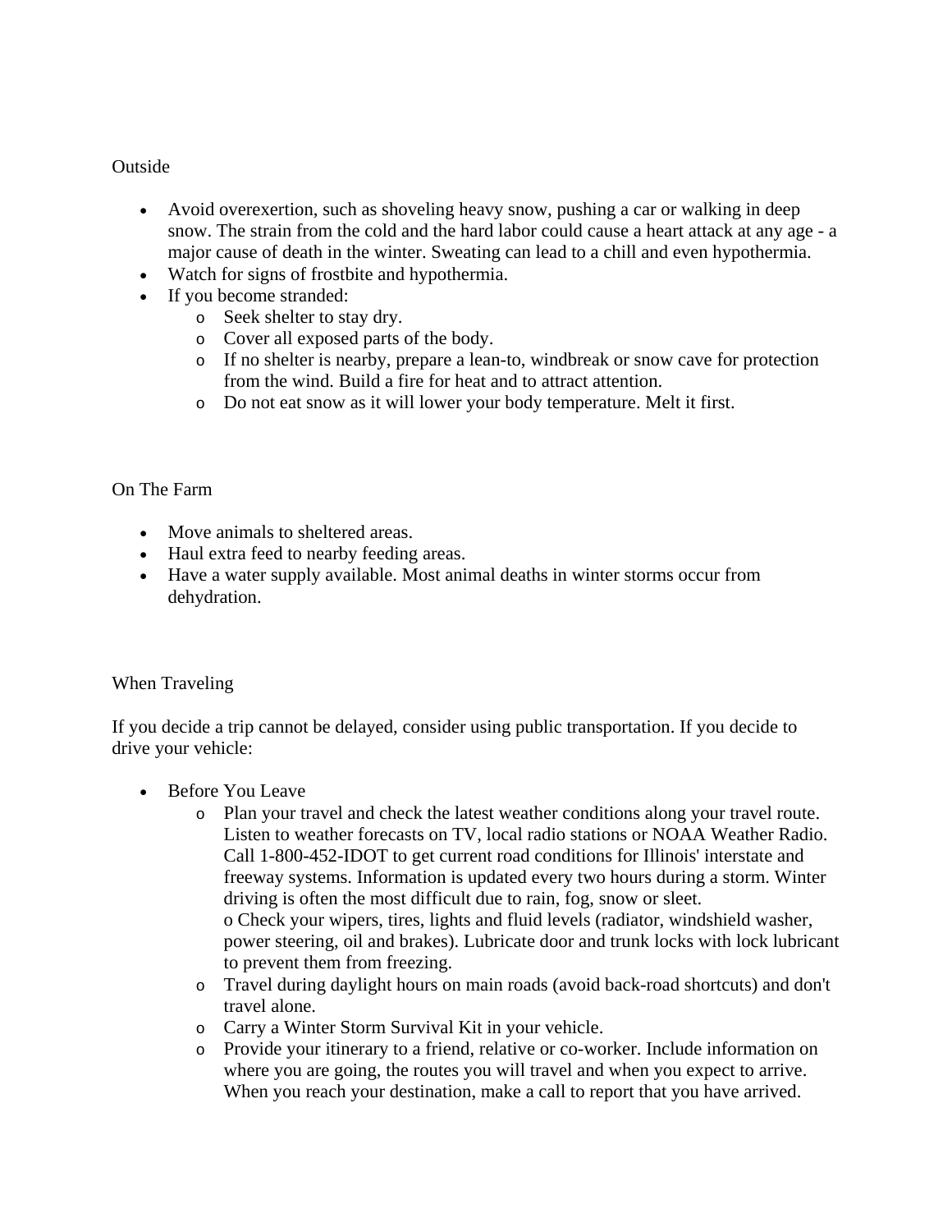## Outside

- Avoid overexertion, such as shoveling heavy snow, pushing a car or walking in deep snow. The strain from the cold and the hard labor could cause a heart attack at any age - a major cause of death in the winter. Sweating can lead to a chill and even hypothermia.
- Watch for signs of frostbite and hypothermia.
- If you become stranded:
  - Seek shelter to stay dry.
  - Cover all exposed parts of the body.
  - If no shelter is nearby, prepare a lean-to, windbreak or snow cave for protection from the wind. Build a fire for heat and to attract attention.
  - Do not eat snow as it will lower your body temperature. Melt it first.

## On The Farm

- Move animals to sheltered areas.
- Haul extra feed to nearby feeding areas.
- Have a water supply available. Most animal deaths in winter storms occur from dehydration.

## When Traveling

If you decide a trip cannot be delayed, consider using public transportation. If you decide to drive your vehicle:

- Before You Leave
  - Plan your travel and check the latest weather conditions along your travel route. Listen to weather forecasts on TV, local radio stations or NOAA Weather Radio. Call 1-800-452-IDOT to get current road conditions for Illinois' interstate and freeway systems. Information is updated every two hours during a storm. Winter driving is often the most difficult due to rain, fog, snow or sleet.
    o Check your wipers, tires, lights and fluid levels (radiator, windshield washer, power steering, oil and brakes). Lubricate door and trunk locks with lock lubricant to prevent them from freezing.
  - Travel during daylight hours on main roads (avoid back-road shortcuts) and don't travel alone.
  - Carry a Winter Storm Survival Kit in your vehicle.
  - Provide your itinerary to a friend, relative or co-worker. Include information on where you are going, the routes you will travel and when you expect to arrive. When you reach your destination, make a call to report that you have arrived.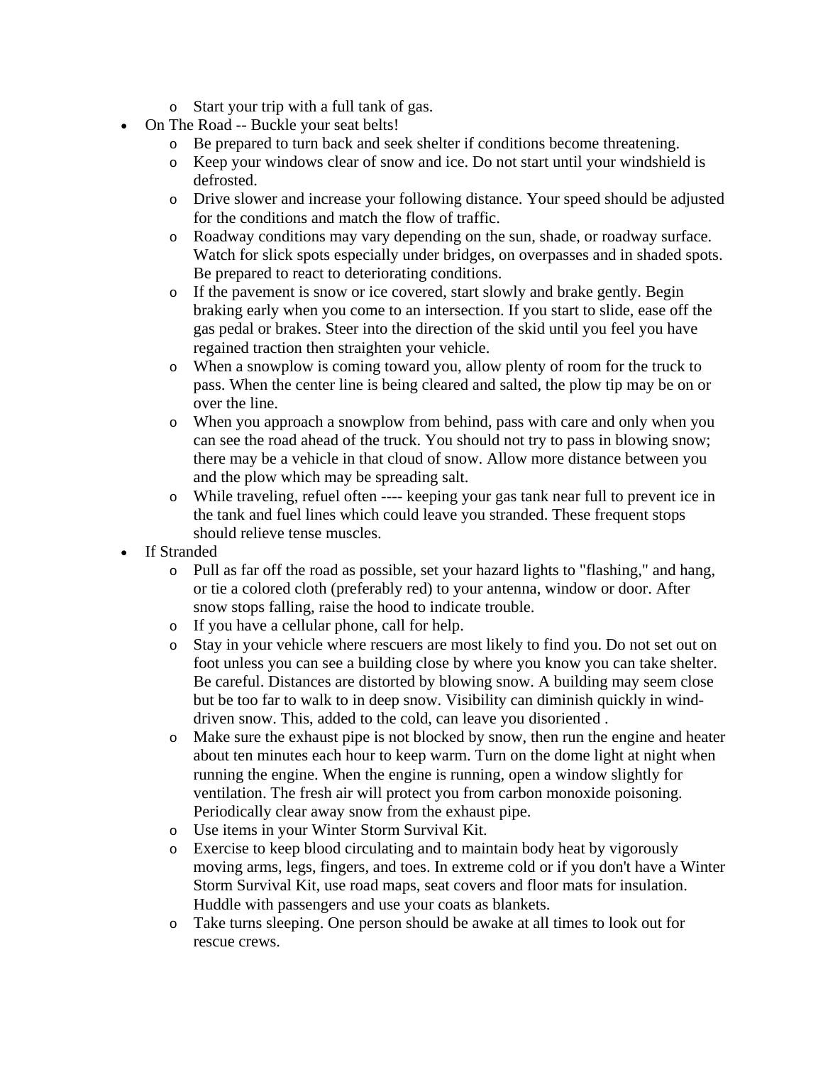- Start your trip with a full tank of gas.
- On The Road -- Buckle your seat belts!
    - Be prepared to turn back and seek shelter if conditions become threatening.
    - Keep your windows clear of snow and ice. Do not start until your windshield is defrosted.
    - Drive slower and increase your following distance. Your speed should be adjusted for the conditions and match the flow of traffic.
    - Roadway conditions may vary depending on the sun, shade, or roadway surface. Watch for slick spots especially under bridges, on overpasses and in shaded spots. Be prepared to react to deteriorating conditions.
    - If the pavement is snow or ice covered, start slowly and brake gently. Begin braking early when you come to an intersection. If you start to slide, ease off the gas pedal or brakes. Steer into the direction of the skid until you feel you have regained traction then straighten your vehicle.
    - When a snowplow is coming toward you, allow plenty of room for the truck to pass. When the center line is being cleared and salted, the plow tip may be on or over the line.
    - When you approach a snowplow from behind, pass with care and only when you can see the road ahead of the truck. You should not try to pass in blowing snow; there may be a vehicle in that cloud of snow. Allow more distance between you and the plow which may be spreading salt.
    - While traveling, refuel often ---- keeping your gas tank near full to prevent ice in the tank and fuel lines which could leave you stranded. These frequent stops should relieve tense muscles.
- If Stranded
    - Pull as far off the road as possible, set your hazard lights to "flashing," and hang, or tie a colored cloth (preferably red) to your antenna, window or door. After snow stops falling, raise the hood to indicate trouble.
    - If you have a cellular phone, call for help.
    - Stay in your vehicle where rescuers are most likely to find you. Do not set out on foot unless you can see a building close by where you know you can take shelter. Be careful. Distances are distorted by blowing snow. A building may seem close but be too far to walk to in deep snow. Visibility can diminish quickly in wind-driven snow. This, added to the cold, can leave you disoriented .
    - Make sure the exhaust pipe is not blocked by snow, then run the engine and heater about ten minutes each hour to keep warm. Turn on the dome light at night when running the engine. When the engine is running, open a window slightly for ventilation. The fresh air will protect you from carbon monoxide poisoning. Periodically clear away snow from the exhaust pipe.
    - Use items in your Winter Storm Survival Kit.
    - Exercise to keep blood circulating and to maintain body heat by vigorously moving arms, legs, fingers, and toes. In extreme cold or if you don't have a Winter Storm Survival Kit, use road maps, seat covers and floor mats for insulation. Huddle with passengers and use your coats as blankets.
    - Take turns sleeping. One person should be awake at all times to look out for rescue crews.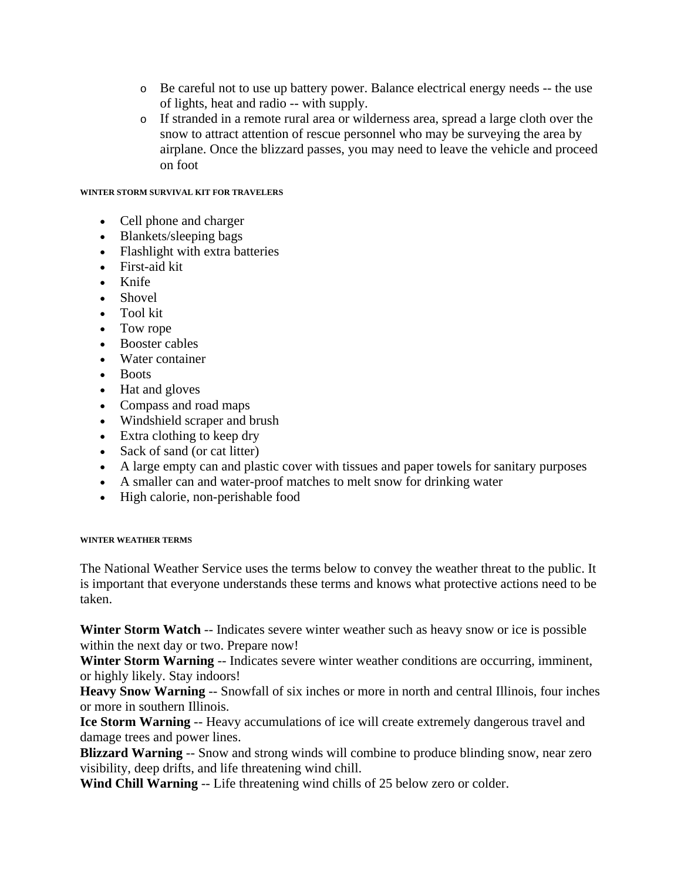- Be careful not to use up battery power. Balance electrical energy needs -- the use of lights, heat and radio -- with supply.
  - If stranded in a remote rural area or wilderness area, spread a large cloth over the snow to attract attention of rescue personnel who may be surveying the area by airplane. Once the blizzard passes, you may need to leave the vehicle and proceed on foot

###### WINTER STORM SURVIVAL KIT FOR TRAVELERS

- Cell phone and charger
- Blankets/sleeping bags
- Flashlight with extra batteries
- First-aid kit
- Knife
- Shovel
- Tool kit
- Tow rope
- Booster cables
- Water container
- Boots
- Hat and gloves
- Compass and road maps
- Windshield scraper and brush
- Extra clothing to keep dry
- Sack of sand (or cat litter)
- A large empty can and plastic cover with tissues and paper towels for sanitary purposes
- A smaller can and water-proof matches to melt snow for drinking water
- High calorie, non-perishable food

###### WINTER WEATHER TERMS

The National Weather Service uses the terms below to convey the weather threat to the public. It is important that everyone understands these terms and knows what protective actions need to be taken.

**Winter Storm Watch** -- Indicates severe winter weather such as heavy snow or ice is possible within the next day or two. Prepare now!
**Winter Storm Warning** -- Indicates severe winter weather conditions are occurring, imminent, or highly likely. Stay indoors!
**Heavy Snow Warning** -- Snowfall of six inches or more in north and central Illinois, four inches or more in southern Illinois.
**Ice Storm Warning** -- Heavy accumulations of ice will create extremely dangerous travel and damage trees and power lines.
**Blizzard Warning** -- Snow and strong winds will combine to produce blinding snow, near zero visibility, deep drifts, and life threatening wind chill.
**Wind Chill Warning** -- Life threatening wind chills of 25 below zero or colder.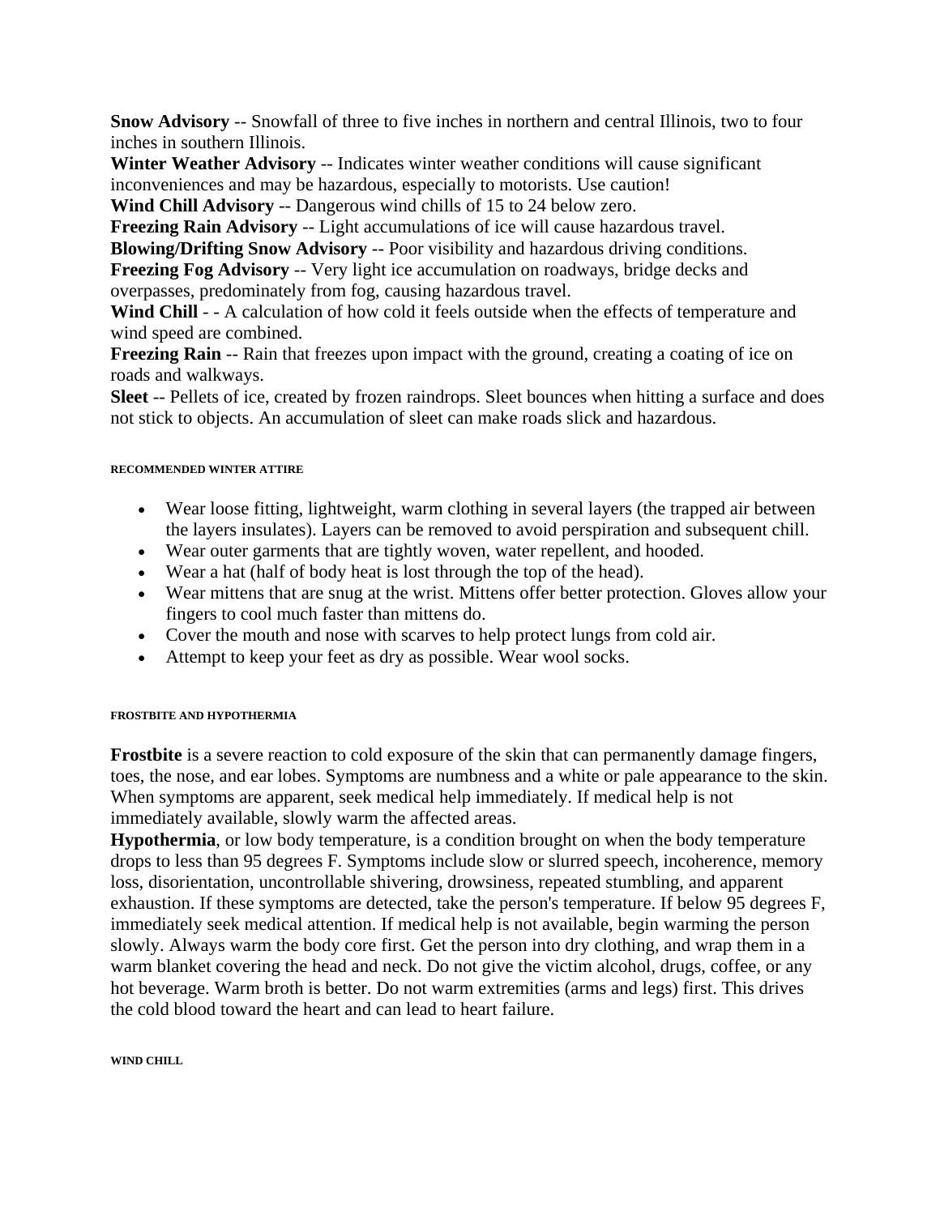**Snow Advisory** -- Snowfall of three to five inches in northern and central Illinois, two to four inches in southern Illinois.
**Winter Weather Advisory** -- Indicates winter weather conditions will cause significant inconveniences and may be hazardous, especially to motorists. Use caution!
**Wind Chill Advisory** -- Dangerous wind chills of 15 to 24 below zero.
**Freezing Rain Advisory** -- Light accumulations of ice will cause hazardous travel.
**Blowing/Drifting Snow Advisory** -- Poor visibility and hazardous driving conditions.
**Freezing Fog Advisory** -- Very light ice accumulation on roadways, bridge decks and overpasses, predominately from fog, causing hazardous travel.
**Wind Chill** - - A calculation of how cold it feels outside when the effects of temperature and wind speed are combined.
**Freezing Rain** -- Rain that freezes upon impact with the ground, creating a coating of ice on roads and walkways.
**Sleet** -- Pellets of ice, created by frozen raindrops. Sleet bounces when hitting a surface and does not stick to objects. An accumulation of sleet can make roads slick and hazardous.

###### RECOMMENDED WINTER ATTIRE

- Wear loose fitting, lightweight, warm clothing in several layers (the trapped air between the layers insulates). Layers can be removed to avoid perspiration and subsequent chill.
- Wear outer garments that are tightly woven, water repellent, and hooded.
- Wear a hat (half of body heat is lost through the top of the head).
- Wear mittens that are snug at the wrist. Mittens offer better protection. Gloves allow your fingers to cool much faster than mittens do.
- Cover the mouth and nose with scarves to help protect lungs from cold air.
- Attempt to keep your feet as dry as possible. Wear wool socks.

###### FROSTBITE AND HYPOTHERMIA

**Frostbite** is a severe reaction to cold exposure of the skin that can permanently damage fingers, toes, the nose, and ear lobes. Symptoms are numbness and a white or pale appearance to the skin. When symptoms are apparent, seek medical help immediately. If medical help is not immediately available, slowly warm the affected areas.
**Hypothermia**, or low body temperature, is a condition brought on when the body temperature drops to less than 95 degrees F. Symptoms include slow or slurred speech, incoherence, memory loss, disorientation, uncontrollable shivering, drowsiness, repeated stumbling, and apparent exhaustion. If these symptoms are detected, take the person's temperature. If below 95 degrees F, immediately seek medical attention. If medical help is not available, begin warming the person slowly. Always warm the body core first. Get the person into dry clothing, and wrap them in a warm blanket covering the head and neck. Do not give the victim alcohol, drugs, coffee, or any hot beverage. Warm broth is better. Do not warm extremities (arms and legs) first. This drives the cold blood toward the heart and can lead to heart failure.

###### WIND CHILL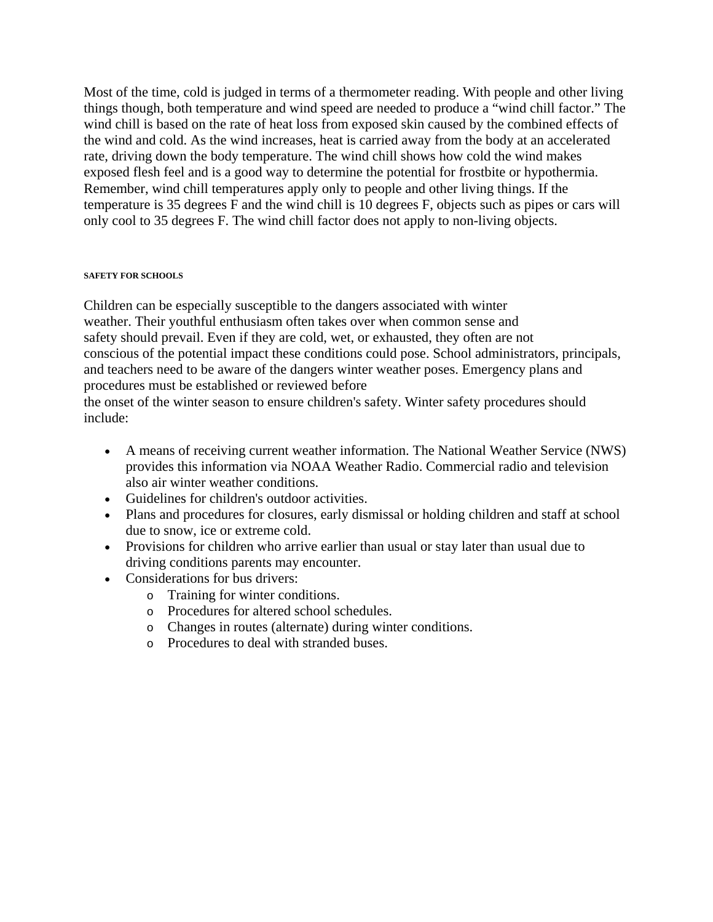Most of the time, cold is judged in terms of a thermometer reading. With people and other living things though, both temperature and wind speed are needed to produce a "wind chill factor." The wind chill is based on the rate of heat loss from exposed skin caused by the combined effects of the wind and cold. As the wind increases, heat is carried away from the body at an accelerated rate, driving down the body temperature. The wind chill shows how cold the wind makes exposed flesh feel and is a good way to determine the potential for frostbite or hypothermia. Remember, wind chill temperatures apply only to people and other living things. If the temperature is 35 degrees F and the wind chill is 10 degrees F, objects such as pipes or cars will only cool to 35 degrees F. The wind chill factor does not apply to non-living objects.

###### SAFETY FOR SCHOOLS

Children can be especially susceptible to the dangers associated with winter weather. Their youthful enthusiasm often takes over when common sense and safety should prevail. Even if they are cold, wet, or exhausted, they often are not conscious of the potential impact these conditions could pose. School administrators, principals, and teachers need to be aware of the dangers winter weather poses. Emergency plans and procedures must be established or reviewed before the onset of the winter season to ensure children's safety. Winter safety procedures should include:

- A means of receiving current weather information. The National Weather Service (NWS) provides this information via NOAA Weather Radio. Commercial radio and television also air winter weather conditions.
- Guidelines for children's outdoor activities.
- Plans and procedures for closures, early dismissal or holding children and staff at school due to snow, ice or extreme cold.
- Provisions for children who arrive earlier than usual or stay later than usual due to driving conditions parents may encounter.
- Considerations for bus drivers:
  - Training for winter conditions.
  - Procedures for altered school schedules.
  - Changes in routes (alternate) during winter conditions.
  - Procedures to deal with stranded buses.